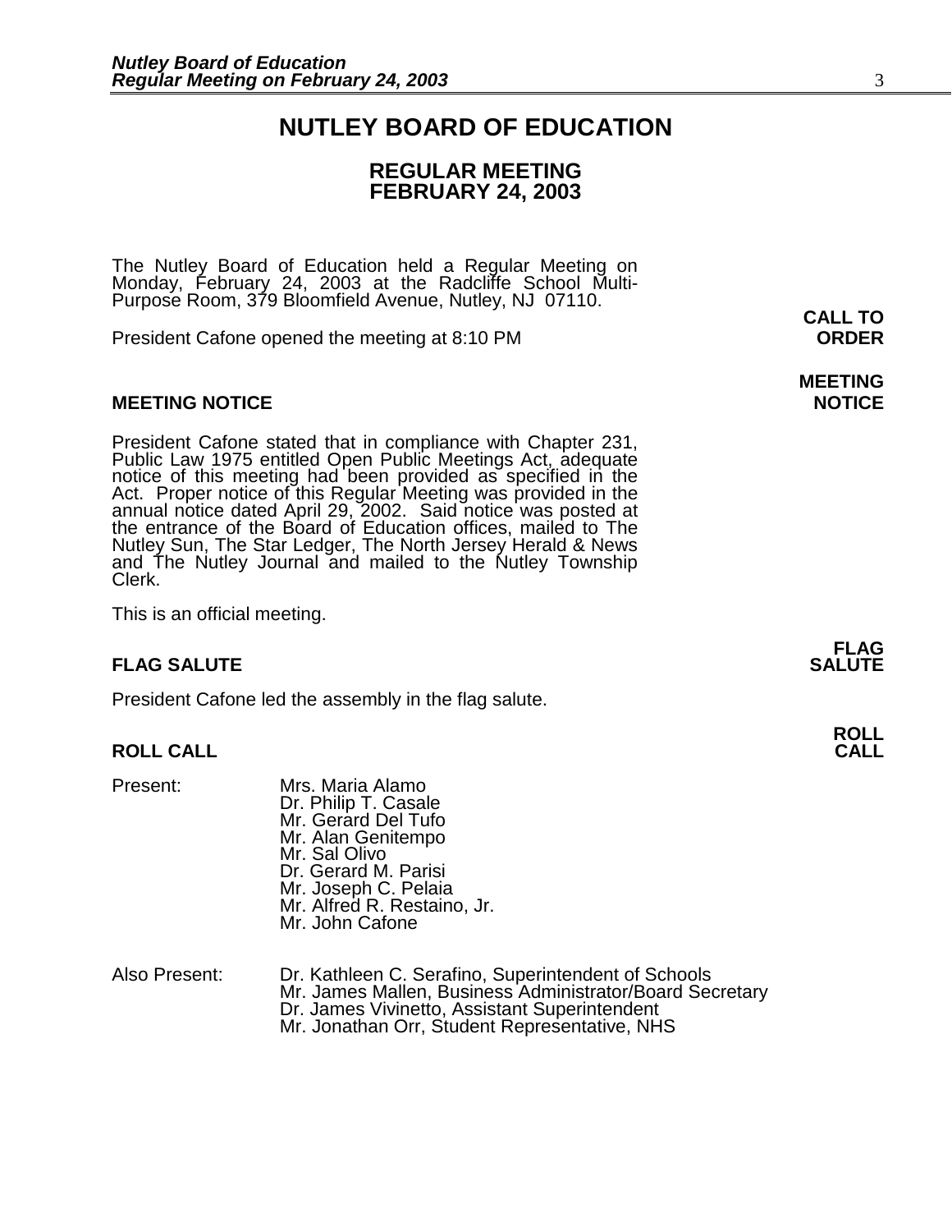# NUTLEY BOARD OF EDUCATION

## REGULAR MEETING
## FEBRUARY 24, 2003

The Nutley Board of Education held a Regular Meeting on Monday, February 24, 2003 at the Radcliffe School Multi-Purpose Room, 379 Bloomfield Avenue, Nutley, NJ 07110.

**CALL TO ORDER**

President Cafone opened the meeting at 8:10 PM

**MEETING NOTICE**

President Cafone stated that in compliance with Chapter 231, Public Law 1975 entitled Open Public Meetings Act, adequate notice of this meeting had been provided as specified in the Act. Proper notice of this Regular Meeting was provided in the annual notice dated April 29, 2002. Said notice was posted at the entrance of the Board of Education offices, mailed to The Nutley Sun, The Star Ledger, The North Jersey Herald & News and The Nutley Journal and mailed to the Nutley Township Clerk.

This is an official meeting.

**FLAG SALUTE**

President Cafone led the assembly in the flag salute.

**ROLL CALL**

Present:
- Mrs. Maria Alamo
- Dr. Philip T. Casale
- Mr. Gerard Del Tufo
- Mr. Alan Genitempo
- Mr. Sal Olivo
- Dr. Gerard M. Parisi
- Mr. Joseph C. Pelaia
- Mr. Alfred R. Restaino, Jr.
- Mr. John Cafone

Also Present:
- Dr. Kathleen C. Serafino, Superintendent of Schools
- Mr. James Mallen, Business Administrator/Board Secretary
- Dr. James Vivinetto, Assistant Superintendent
- Mr. Jonathan Orr, Student Representative, NHS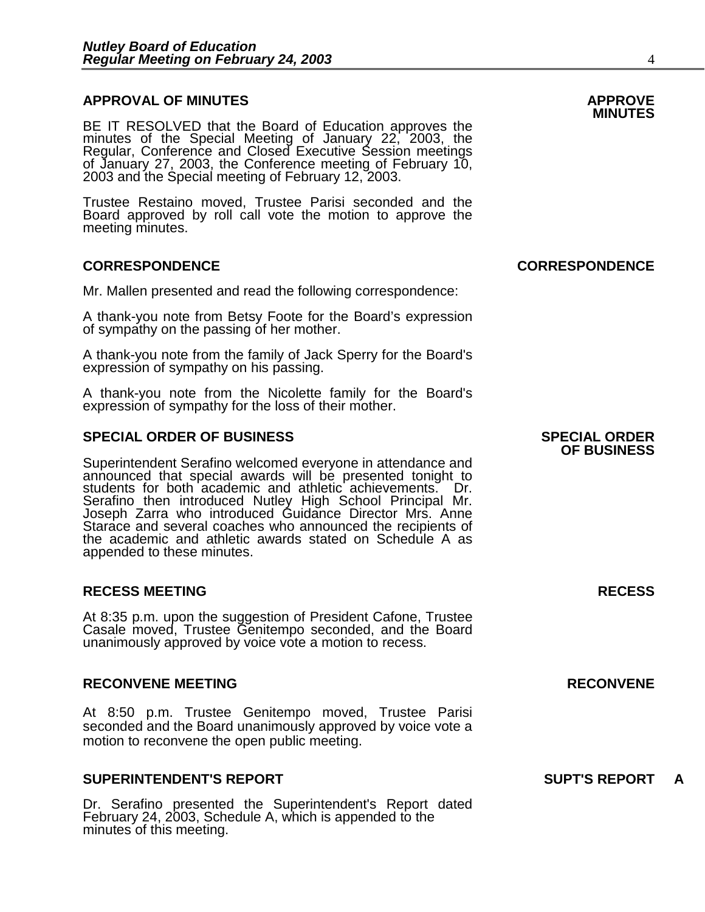## APPROVAL OF MINUTES

**APPROVE MINUTES**

BE IT RESOLVED that the Board of Education approves the minutes of the Special Meeting of January 22, 2003, the Regular, Conference and Closed Executive Session meetings of January 27, 2003, the Conference meeting of February 10, 2003 and the Special meeting of February 12, 2003.

Trustee Restaino moved, Trustee Parisi seconded and the Board approved by roll call vote the motion to approve the meeting minutes.

## CORRESPONDENCE

**CORRESPONDENCE**

Mr. Mallen presented and read the following correspondence:

A thank-you note from Betsy Foote for the Board's expression of sympathy on the passing of her mother.

A thank-you note from the family of Jack Sperry for the Board's expression of sympathy on his passing.

A thank-you note from the Nicolette family for the Board's expression of sympathy for the loss of their mother.

## SPECIAL ORDER OF BUSINESS

**SPECIAL ORDER OF BUSINESS**

Superintendent Serafino welcomed everyone in attendance and announced that special awards will be presented tonight to students for both academic and athletic achievements. Dr. Serafino then introduced Nutley High School Principal Mr. Joseph Zarra who introduced Guidance Director Mrs. Anne Starace and several coaches who announced the recipients of the academic and athletic awards stated on Schedule A as appended to these minutes.

## RECESS MEETING

**RECESS**

At 8:35 p.m. upon the suggestion of President Cafone, Trustee Casale moved, Trustee Genitempo seconded, and the Board unanimously approved by voice vote a motion to recess.

## RECONVENE MEETING

**RECONVENE**

At 8:50 p.m. Trustee Genitempo moved, Trustee Parisi seconded and the Board unanimously approved by voice vote a motion to reconvene the open public meeting.

## SUPERINTENDENT'S REPORT

**SUPT'S REPORT A**

Dr. Serafino presented the Superintendent's Report dated February 24, 2003, Schedule A, which is appended to the minutes of this meeting.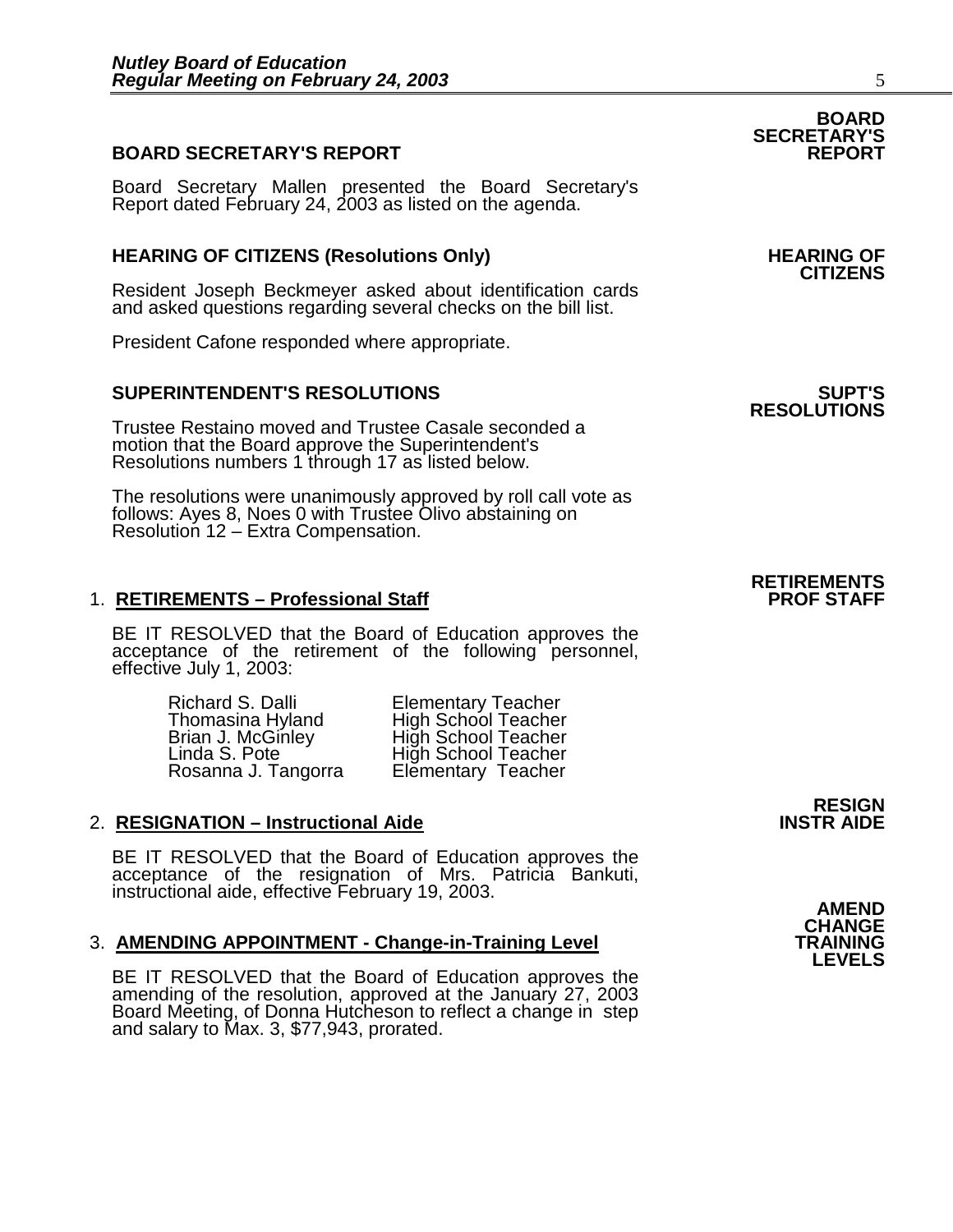## BOARD SECRETARY'S REPORT

**BOARD SECRETARY'S REPORT**

Board Secretary Mallen presented the Board Secretary's Report dated February 24, 2003 as listed on the agenda.

## HEARING OF CITIZENS (Resolutions Only)

**HEARING OF CITIZENS**

Resident Joseph Beckmeyer asked about identification cards and asked questions regarding several checks on the bill list.

President Cafone responded where appropriate.

## SUPERINTENDENT'S RESOLUTIONS

**SUPT'S RESOLUTIONS**

Trustee Restaino moved and Trustee Casale seconded a motion that the Board approve the Superintendent's Resolutions numbers 1 through 17 as listed below.

The resolutions were unanimously approved by roll call vote as follows: Ayes 8, Noes 0 with Trustee Olivo abstaining on Resolution 12 – Extra Compensation.

### 1. RETIREMENTS – Professional Staff

**RETIREMENTS PROF STAFF**

BE IT RESOLVED that the Board of Education approves the acceptance of the retirement of the following personnel, effective July 1, 2003:

| Name | Position |
|---|---|
| Richard S. Dalli | Elementary Teacher |
| Thomasina Hyland | High School Teacher |
| Brian J. McGinley | High School Teacher |
| Linda S. Pote | High School Teacher |
| Rosanna J. Tangorra | Elementary Teacher |

### 2. RESIGNATION – Instructional Aide

**RESIGN INSTR AIDE**

BE IT RESOLVED that the Board of Education approves the acceptance of the resignation of Mrs. Patricia Bankuti, instructional aide, effective February 19, 2003.

### 3. AMENDING APPOINTMENT - Change-in-Training Level

**AMEND CHANGE TRAINING LEVELS**

BE IT RESOLVED that the Board of Education approves the amending of the resolution, approved at the January 27, 2003 Board Meeting, of Donna Hutcheson to reflect a change in step and salary to Max. 3, $77,943, prorated.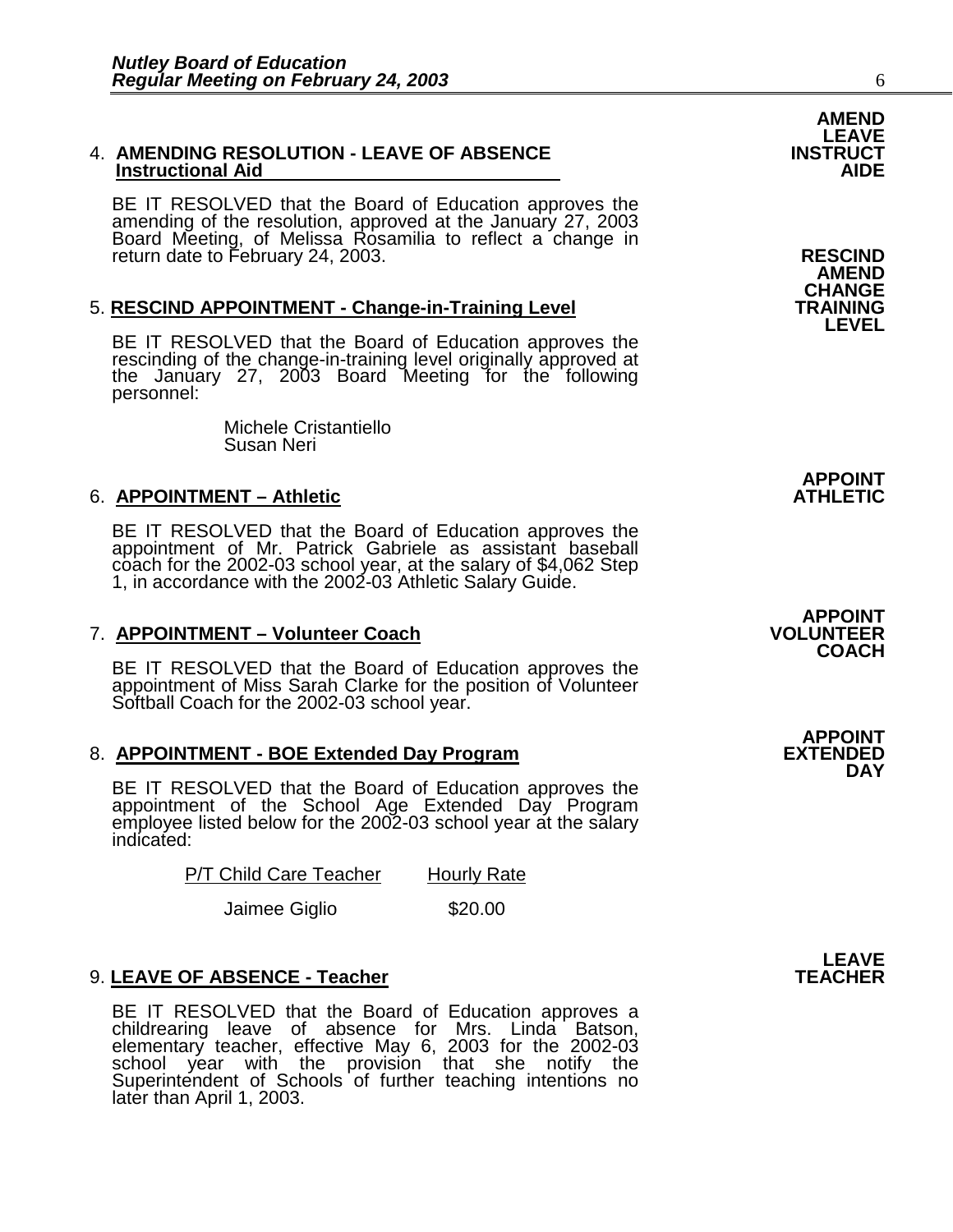**AMEND LEAVE INSTRUCT AIDE**

4. **AMENDING RESOLUTION - LEAVE OF ABSENCE**
   **Instructional Aid**

   BE IT RESOLVED that the Board of Education approves the amending of the resolution, approved at the January 27, 2003 Board Meeting, of Melissa Rosamilia to reflect a change in return date to February 24, 2003.

**RESCIND AMEND CHANGE TRAINING LEVEL**

5. **RESCIND APPOINTMENT - Change-in-Training Level**

   BE IT RESOLVED that the Board of Education approves the rescinding of the change-in-training level originally approved at the January 27, 2003 Board Meeting for the following personnel:

   Michele Cristantiello
   Susan Neri

**APPOINT ATHLETIC**

6. **APPOINTMENT – Athletic**

   BE IT RESOLVED that the Board of Education approves the appointment of Mr. Patrick Gabriele as assistant baseball coach for the 2002-03 school year, at the salary of $4,062 Step 1, in accordance with the 2002-03 Athletic Salary Guide.

**APPOINT VOLUNTEER COACH**

7. **APPOINTMENT – Volunteer Coach**

   BE IT RESOLVED that the Board of Education approves the appointment of Miss Sarah Clarke for the position of Volunteer Softball Coach for the 2002-03 school year.

**APPOINT EXTENDED DAY**

8. **APPOINTMENT - BOE Extended Day Program**

   BE IT RESOLVED that the Board of Education approves the appointment of the School Age Extended Day Program employee listed below for the 2002-03 school year at the salary indicated:

| P/T Child Care Teacher | Hourly Rate |
|---|---|
| Jaimee Giglio | $20.00 |

**LEAVE TEACHER**

9. **LEAVE OF ABSENCE - Teacher**

   BE IT RESOLVED that the Board of Education approves a childrearing leave of absence for Mrs. Linda Batson, elementary teacher, effective May 6, 2003 for the 2002-03 school year with the provision that she notify the Superintendent of Schools of further teaching intentions no later than April 1, 2003.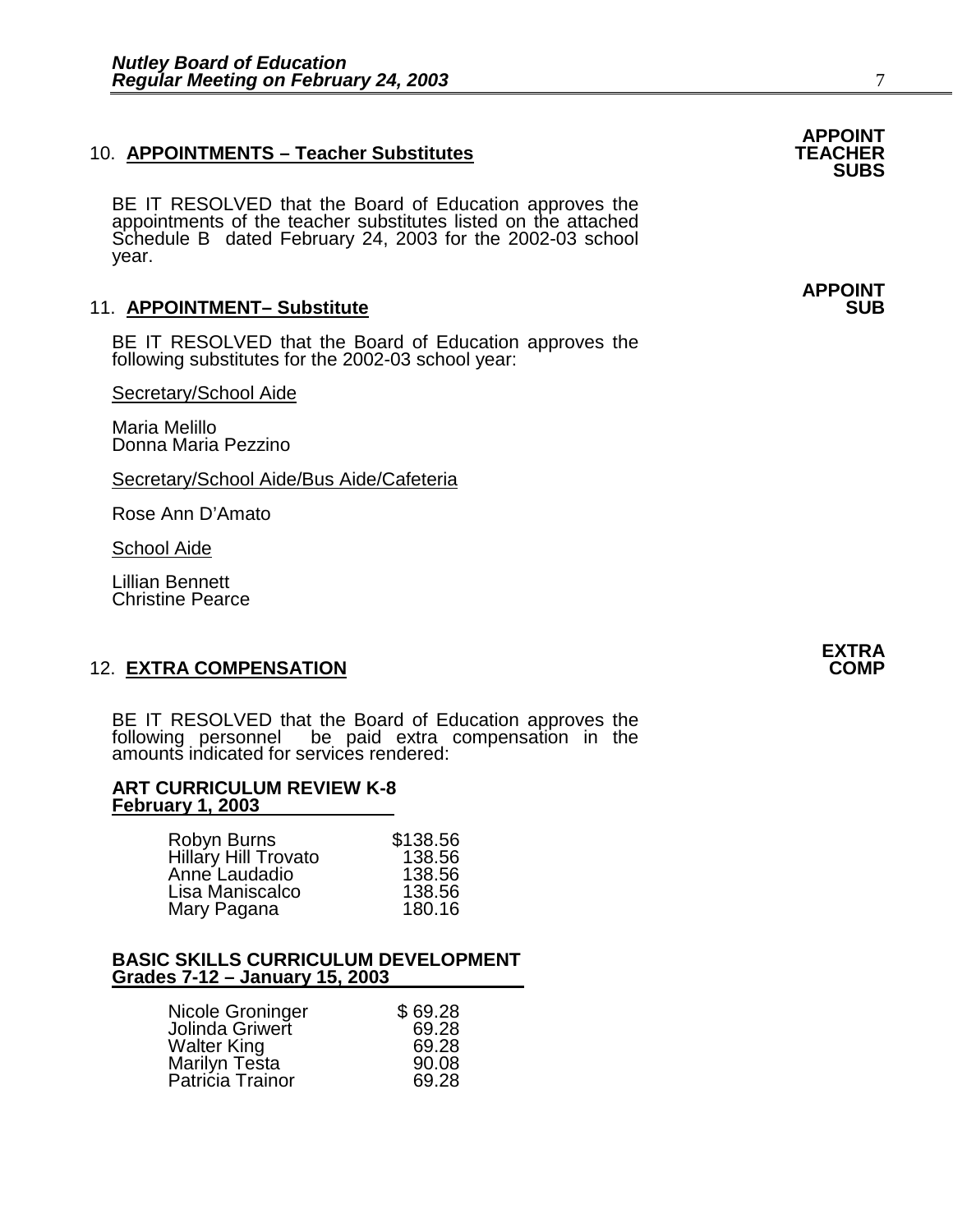## 10. APPOINTMENTS – Teacher Substitutes

**APPOINT TEACHER SUBS**

BE IT RESOLVED that the Board of Education approves the appointments of the teacher substitutes listed on the attached Schedule B dated February 24, 2003 for the 2002-03 school year.

## 11. APPOINTMENT– Substitute

**APPOINT SUB**

BE IT RESOLVED that the Board of Education approves the following substitutes for the 2002-03 school year:

Secretary/School Aide

Maria Melillo
Donna Maria Pezzino

Secretary/School Aide/Bus Aide/Cafeteria

Rose Ann D'Amato

School Aide

Lillian Bennett
Christine Pearce

## 12. EXTRA COMPENSATION

**EXTRA COMP**

BE IT RESOLVED that the Board of Education approves the following personnel be paid extra compensation in the amounts indicated for services rendered:

**ART CURRICULUM REVIEW K-8**
**February 1, 2003**

| Name | Amount |
|---|---|
| Robyn Burns | $138.56 |
| Hillary Hill Trovato | 138.56 |
| Anne Laudadio | 138.56 |
| Lisa Maniscalco | 138.56 |
| Mary Pagana | 180.16 |

**BASIC SKILLS CURRICULUM DEVELOPMENT**
**Grades 7-12 – January 15, 2003**

| Name | Amount |
|---|---|
| Nicole Groninger | $ 69.28 |
| Jolinda Griwert | 69.28 |
| Walter King | 69.28 |
| Marilyn Testa | 90.08 |
| Patricia Trainor | 69.28 |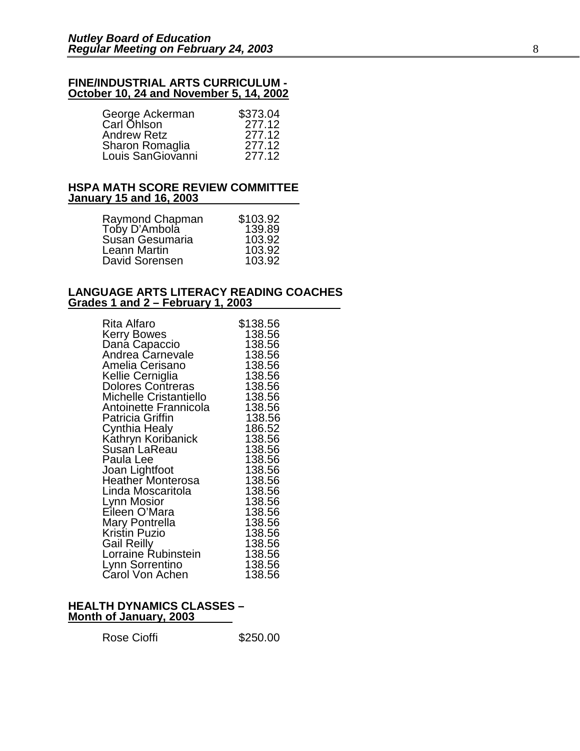**FINE/INDUSTRIAL ARTS CURRICULUM -**
**October 10, 24 and November 5, 14, 2002**

| | |
|---|---|
| George Ackerman | $373.04 |
| Carl Ohlson | 277.12 |
| Andrew Retz | 277.12 |
| Sharon Romaglia | 277.12 |
| Louis SanGiovanni | 277.12 |

**HSPA MATH SCORE REVIEW COMMITTEE**
**January 15 and 16, 2003**

| | |
|---|---|
| Raymond Chapman | $103.92 |
| Toby D'Ambola | 139.89 |
| Susan Gesumaria | 103.92 |
| Leann Martin | 103.92 |
| David Sorensen | 103.92 |

**LANGUAGE ARTS LITERACY READING COACHES**
**Grades 1 and 2 – February 1, 2003**

| | |
|---|---|
| Rita Alfaro | $138.56 |
| Kerry Bowes | 138.56 |
| Dana Capaccio | 138.56 |
| Andrea Carnevale | 138.56 |
| Amelia Cerisano | 138.56 |
| Kellie Cerniglia | 138.56 |
| Dolores Contreras | 138.56 |
| Michelle Cristantiello | 138.56 |
| Antoinette Frannicola | 138.56 |
| Patricia Griffin | 138.56 |
| Cynthia Healy | 186.52 |
| Kathryn Koribanick | 138.56 |
| Susan LaReau | 138.56 |
| Paula Lee | 138.56 |
| Joan Lightfoot | 138.56 |
| Heather Monterosa | 138.56 |
| Linda Moscaritola | 138.56 |
| Lynn Mosior | 138.56 |
| Eileen O'Mara | 138.56 |
| Mary Pontrella | 138.56 |
| Kristin Puzio | 138.56 |
| Gail Reilly | 138.56 |
| Lorraine Rubinstein | 138.56 |
| Lynn Sorrentino | 138.56 |
| Carol Von Achen | 138.56 |

**HEALTH DYNAMICS CLASSES –**
**Month of January, 2003**

| | |
|---|---|
| Rose Cioffi | $250.00 |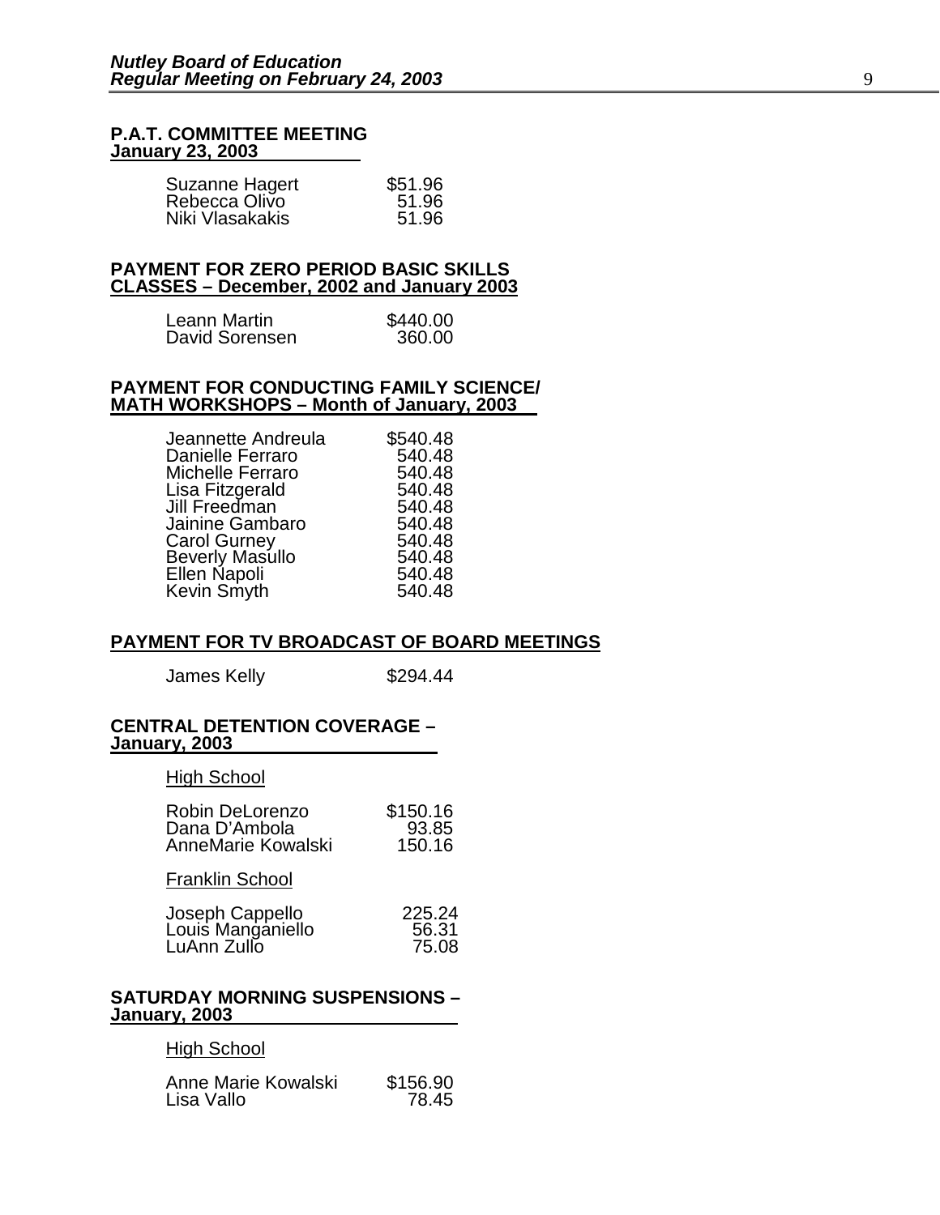**P.A.T. COMMITTEE MEETING**
**January 23, 2003**

| | |
|---|---|
| Suzanne Hagert | $51.96 |
| Rebecca Olivo | 51.96 |
| Niki Vlasakakis | 51.96 |

**PAYMENT FOR ZERO PERIOD BASIC SKILLS CLASSES – December, 2002 and January 2003**

| | |
|---|---|
| Leann Martin | $440.00 |
| David Sorensen | 360.00 |

**PAYMENT FOR CONDUCTING FAMILY SCIENCE/ MATH WORKSHOPS – Month of January, 2003**

| | |
|---|---|
| Jeannette Andreula | $540.48 |
| Danielle Ferraro | 540.48 |
| Michelle Ferraro | 540.48 |
| Lisa Fitzgerald | 540.48 |
| Jill Freedman | 540.48 |
| Jainine Gambaro | 540.48 |
| Carol Gurney | 540.48 |
| Beverly Masullo | 540.48 |
| Ellen Napoli | 540.48 |
| Kevin Smyth | 540.48 |

**PAYMENT FOR TV BROADCAST OF BOARD MEETINGS**

| | |
|---|---|
| James Kelly | $294.44 |

**CENTRAL DETENTION COVERAGE – January, 2003**

High School

| | |
|---|---|
| Robin DeLorenzo | $150.16 |
| Dana D'Ambola | 93.85 |
| AnneMarie Kowalski | 150.16 |

Franklin School

| | |
|---|---|
| Joseph Cappello | 225.24 |
| Louis Manganiello | 56.31 |
| LuAnn Zullo | 75.08 |

**SATURDAY MORNING SUSPENSIONS – January, 2003**

High School

| | |
|---|---|
| Anne Marie Kowalski | $156.90 |
| Lisa Vallo | 78.45 |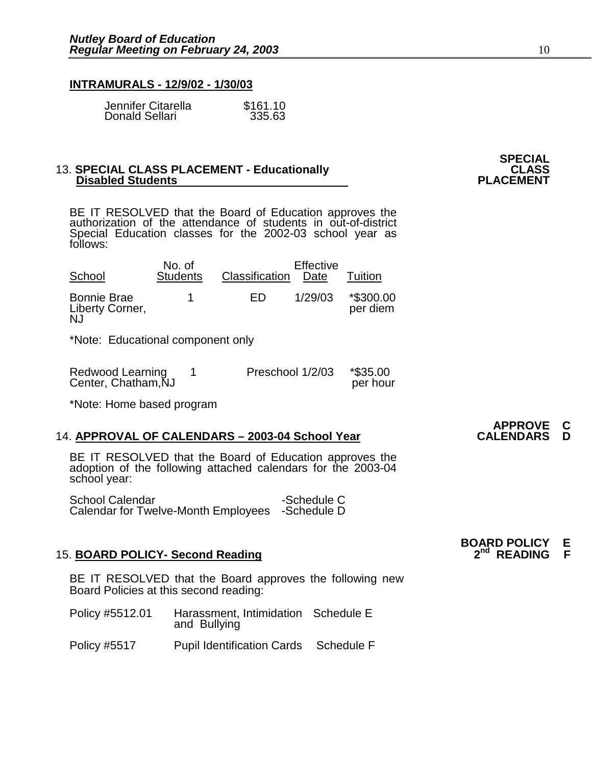**INTRAMURALS - 12/9/02 - 1/30/03**

| | |
|---|---|
| Jennifer Citarella | $161.10 |
| Donald Sellari | 335.63 |

**SPECIAL CLASS PLACEMENT**

13. **SPECIAL CLASS PLACEMENT - Educationally Disabled Students**

BE IT RESOLVED that the Board of Education approves the authorization of the attendance of students in out-of-district Special Education classes for the 2002-03 school year as follows:

| School | No. of Students | Classification | Effective Date | Tuition |
|---|---|---|---|---|
| Bonnie Brae Liberty Corner, NJ | 1 | ED | 1/29/03 | *$300.00 per diem |

*Note: Educational component only

| | | | | |
|---|---|---|---|---|
| Redwood Learning Center, Chatham,NJ | 1 | Preschool | 1/2/03 | *$35.00 per hour |

*Note: Home based program

**APPROVE CALENDARS C D**

14. **APPROVAL OF CALENDARS – 2003-04 School Year**

BE IT RESOLVED that the Board of Education approves the adoption of the following attached calendars for the 2003-04 school year:

| | |
|---|---|
| School Calendar | -Schedule C |
| Calendar for Twelve-Month Employees | -Schedule D |

**BOARD POLICY 2nd READING E F**

15. **BOARD POLICY- Second Reading**

BE IT RESOLVED that the Board approves the following new Board Policies at this second reading:

| | | |
|---|---|---|
| Policy #5512.01 | Harassment, Intimidation and Bullying | Schedule E |
| Policy #5517 | Pupil Identification Cards | Schedule F |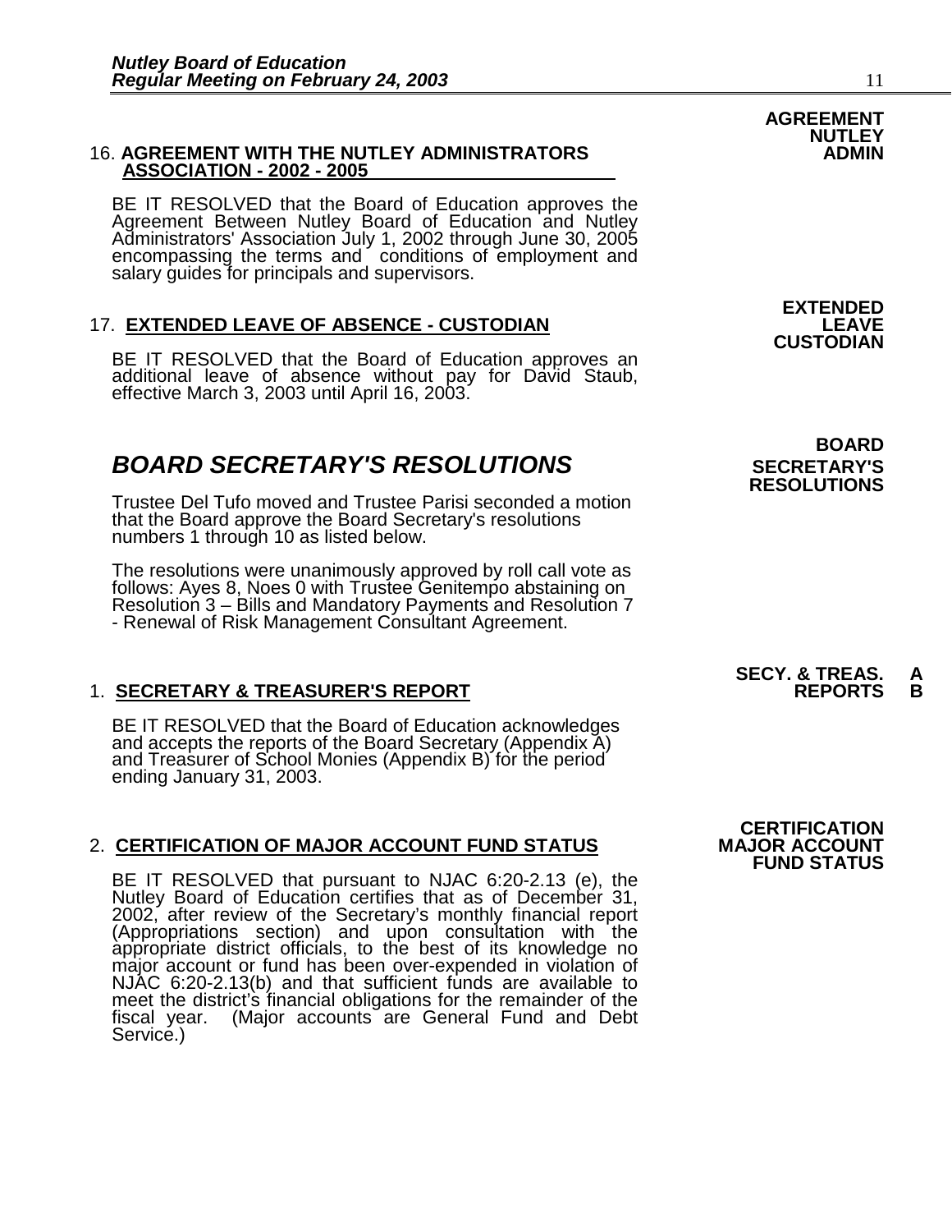16. **AGREEMENT WITH THE NUTLEY ADMINISTRATORS ASSOCIATION - 2002 - 2005**

**AGREEMENT NUTLEY ADMIN**

BE IT RESOLVED that the Board of Education approves the Agreement Between Nutley Board of Education and Nutley Administrators' Association July 1, 2002 through June 30, 2005 encompassing the terms and conditions of employment and salary guides for principals and supervisors.

17. **EXTENDED LEAVE OF ABSENCE - CUSTODIAN**

**EXTENDED LEAVE CUSTODIAN**

BE IT RESOLVED that the Board of Education approves an additional leave of absence without pay for David Staub, effective March 3, 2003 until April 16, 2003.

## *BOARD SECRETARY'S RESOLUTIONS*

**BOARD SECRETARY'S RESOLUTIONS**

Trustee Del Tufo moved and Trustee Parisi seconded a motion that the Board approve the Board Secretary's resolutions numbers 1 through 10 as listed below.

The resolutions were unanimously approved by roll call vote as follows: Ayes 8, Noes 0 with Trustee Genitempo abstaining on Resolution 3 – Bills and Mandatory Payments and Resolution 7 - Renewal of Risk Management Consultant Agreement.

1. **SECRETARY & TREASURER'S REPORT**

**SECY. & TREAS. REPORTS A B**

BE IT RESOLVED that the Board of Education acknowledges and accepts the reports of the Board Secretary (Appendix A) and Treasurer of School Monies (Appendix B) for the period ending January 31, 2003.

2. **CERTIFICATION OF MAJOR ACCOUNT FUND STATUS**

**CERTIFICATION MAJOR ACCOUNT FUND STATUS**

BE IT RESOLVED that pursuant to NJAC 6:20-2.13 (e), the Nutley Board of Education certifies that as of December 31, 2002, after review of the Secretary's monthly financial report (Appropriations section) and upon consultation with the appropriate district officials, to the best of its knowledge no major account or fund has been over-expended in violation of NJAC 6:20-2.13(b) and that sufficient funds are available to meet the district's financial obligations for the remainder of the fiscal year. (Major accounts are General Fund and Debt Service.)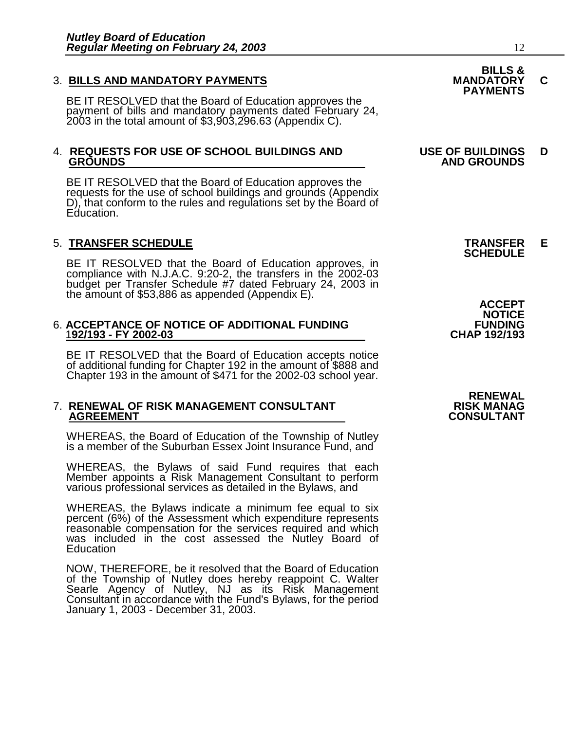3. **BILLS AND MANDATORY PAYMENTS** — **BILLS & MANDATORY PAYMENTS** **C**

BE IT RESOLVED that the Board of Education approves the payment of bills and mandatory payments dated February 24, 2003 in the total amount of $3,903,296.63 (Appendix C).

4. **REQUESTS FOR USE OF SCHOOL BUILDINGS AND GROUNDS** — **USE OF BUILDINGS AND GROUNDS** **D**

BE IT RESOLVED that the Board of Education approves the requests for the use of school buildings and grounds (Appendix D), that conform to the rules and regulations set by the Board of Education.

5. **TRANSFER SCHEDULE** — **TRANSFER SCHEDULE** **E**

BE IT RESOLVED that the Board of Education approves, in compliance with N.J.A.C. 9:20-2, the transfers in the 2002-03 budget per Transfer Schedule #7 dated February 24, 2003 in the amount of $53,886 as appended (Appendix E).

6. **ACCEPTANCE OF NOTICE OF ADDITIONAL FUNDING 192/193 - FY 2002-03** — **ACCEPT NOTICE FUNDING CHAP 192/193**

BE IT RESOLVED that the Board of Education accepts notice of additional funding for Chapter 192 in the amount of $888 and Chapter 193 in the amount of $471 for the 2002-03 school year.

7. **RENEWAL OF RISK MANAGEMENT CONSULTANT AGREEMENT** — **RENEWAL RISK MANAG CONSULTANT**

WHEREAS, the Board of Education of the Township of Nutley is a member of the Suburban Essex Joint Insurance Fund, and

WHEREAS, the Bylaws of said Fund requires that each Member appoints a Risk Management Consultant to perform various professional services as detailed in the Bylaws, and

WHEREAS, the Bylaws indicate a minimum fee equal to six percent (6%) of the Assessment which expenditure represents reasonable compensation for the services required and which was included in the cost assessed the Nutley Board of Education

NOW, THEREFORE, be it resolved that the Board of Education of the Township of Nutley does hereby reappoint C. Walter Searle Agency of Nutley, NJ as its Risk Management Consultant in accordance with the Fund's Bylaws, for the period January 1, 2003 - December 31, 2003.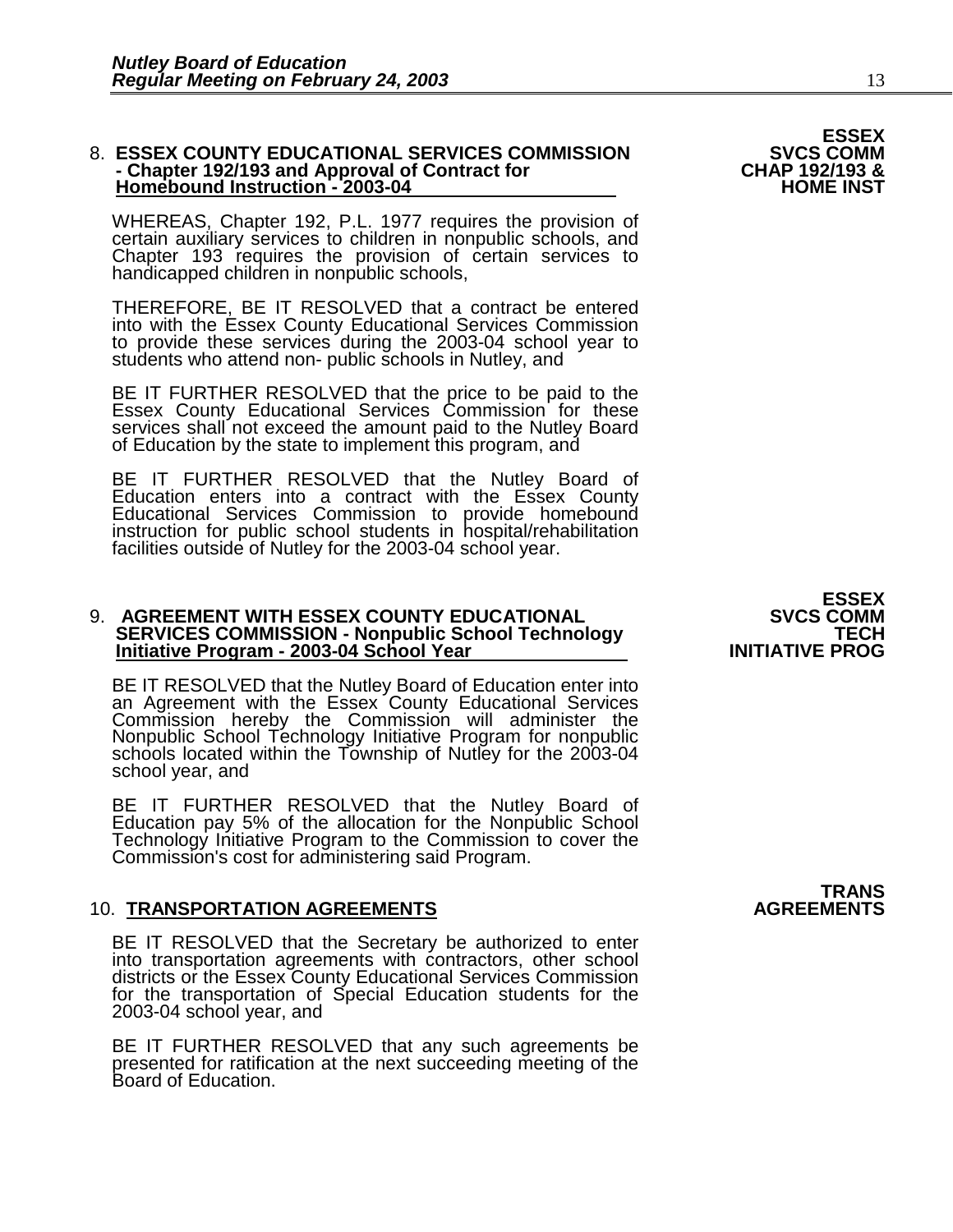**8. ESSEX COUNTY EDUCATIONAL SERVICES COMMISSION - Chapter 192/193 and Approval of Contract for Homebound Instruction - 2003-04**

**ESSEX SVCS COMM CHAP 192/193 & HOME INST**

WHEREAS, Chapter 192, P.L. 1977 requires the provision of certain auxiliary services to children in nonpublic schools, and Chapter 193 requires the provision of certain services to handicapped children in nonpublic schools,

THEREFORE, BE IT RESOLVED that a contract be entered into with the Essex County Educational Services Commission to provide these services during the 2003-04 school year to students who attend non- public schools in Nutley, and

BE IT FURTHER RESOLVED that the price to be paid to the Essex County Educational Services Commission for these services shall not exceed the amount paid to the Nutley Board of Education by the state to implement this program, and

BE IT FURTHER RESOLVED that the Nutley Board of Education enters into a contract with the Essex County Educational Services Commission to provide homebound instruction for public school students in hospital/rehabilitation facilities outside of Nutley for the 2003-04 school year.

**9. AGREEMENT WITH ESSEX COUNTY EDUCATIONAL SERVICES COMMISSION - Nonpublic School Technology Initiative Program - 2003-04 School Year**

**ESSEX SVCS COMM TECH INITIATIVE PROG**

BE IT RESOLVED that the Nutley Board of Education enter into an Agreement with the Essex County Educational Services Commission hereby the Commission will administer the Nonpublic School Technology Initiative Program for nonpublic schools located within the Township of Nutley for the 2003-04 school year, and

BE IT FURTHER RESOLVED that the Nutley Board of Education pay 5% of the allocation for the Nonpublic School Technology Initiative Program to the Commission to cover the Commission's cost for administering said Program.

**10. TRANSPORTATION AGREEMENTS**

**TRANS AGREEMENTS**

BE IT RESOLVED that the Secretary be authorized to enter into transportation agreements with contractors, other school districts or the Essex County Educational Services Commission for the transportation of Special Education students for the 2003-04 school year, and

BE IT FURTHER RESOLVED that any such agreements be presented for ratification at the next succeeding meeting of the Board of Education.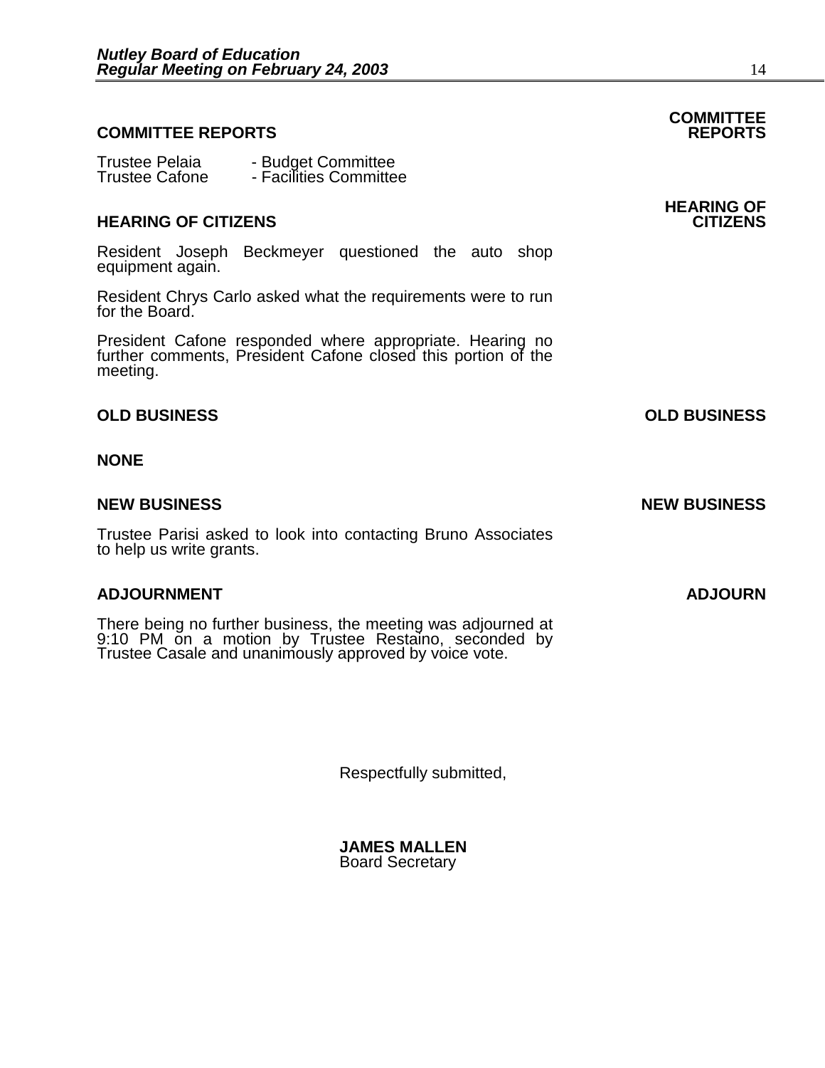**COMMITTEE REPORTS** **COMMITTEE REPORTS**

Trustee Pelaia - Budget Committee
Trustee Cafone - Facilities Committee

**HEARING OF CITIZENS** **HEARING OF CITIZENS**

Resident Joseph Beckmeyer questioned the auto shop equipment again.

Resident Chrys Carlo asked what the requirements were to run for the Board.

President Cafone responded where appropriate. Hearing no further comments, President Cafone closed this portion of the meeting.

**OLD BUSINESS** **OLD BUSINESS**

**NONE**

**NEW BUSINESS** **NEW BUSINESS**

Trustee Parisi asked to look into contacting Bruno Associates to help us write grants.

**ADJOURNMENT** **ADJOURN**

There being no further business, the meeting was adjourned at 9:10 PM on a motion by Trustee Restaino, seconded by Trustee Casale and unanimously approved by voice vote.

Respectfully submitted,

**JAMES MALLEN**
Board Secretary